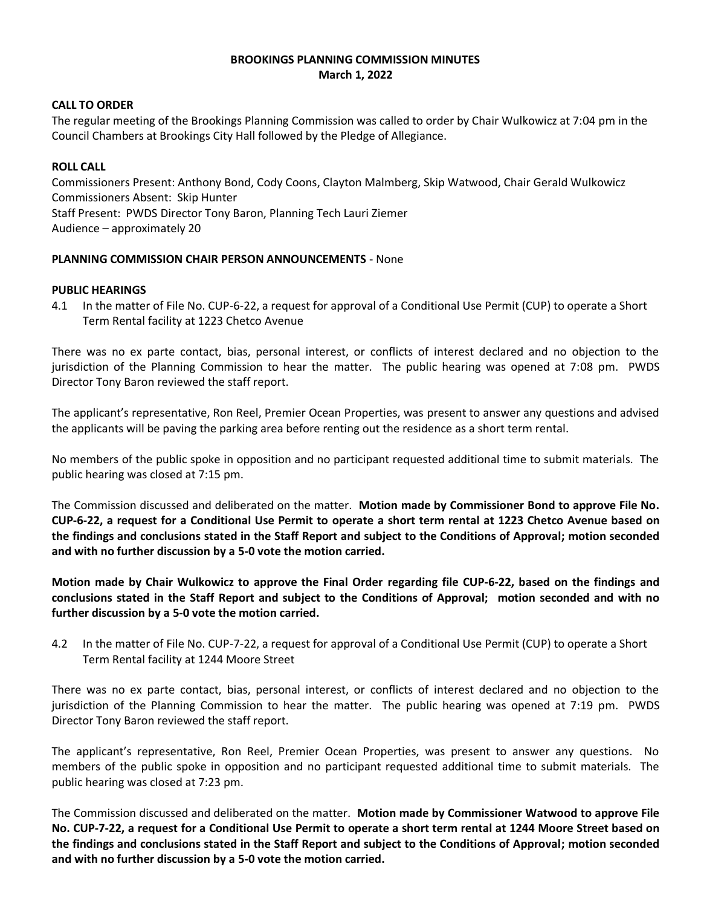# BROOKINGS PLANNING COMMISSION MINUTES

**March 1, 2022**

## CALL TO ORDER

The regular meeting of the Brookings Planning Commission was called to order by Chair Wulkowicz at 7:04 pm in the Council Chambers at Brookings City Hall followed by the Pledge of Allegiance.

## ROLL CALL

Commissioners Present: Anthony Bond, Cody Coons, Clayton Malmberg, Skip Watwood, Chair Gerald Wulkowicz
Commissioners Absent: Skip Hunter
Staff Present: PWDS Director Tony Baron, Planning Tech Lauri Ziemer
Audience – approximately 20

**PLANNING COMMISSION CHAIR PERSON ANNOUNCEMENTS** - None

## PUBLIC HEARINGS

4.1 In the matter of File No. CUP-6-22, a request for approval of a Conditional Use Permit (CUP) to operate a Short Term Rental facility at 1223 Chetco Avenue

There was no ex parte contact, bias, personal interest, or conflicts of interest declared and no objection to the jurisdiction of the Planning Commission to hear the matter. The public hearing was opened at 7:08 pm. PWDS Director Tony Baron reviewed the staff report.

The applicant's representative, Ron Reel, Premier Ocean Properties, was present to answer any questions and advised the applicants will be paving the parking area before renting out the residence as a short term rental.

No members of the public spoke in opposition and no participant requested additional time to submit materials. The public hearing was closed at 7:15 pm.

The Commission discussed and deliberated on the matter. **Motion made by Commissioner Bond to approve File No. CUP-6-22, a request for a Conditional Use Permit to operate a short term rental at 1223 Chetco Avenue based on the findings and conclusions stated in the Staff Report and subject to the Conditions of Approval; motion seconded and with no further discussion by a 5-0 vote the motion carried.**

**Motion made by Chair Wulkowicz to approve the Final Order regarding file CUP-6-22, based on the findings and conclusions stated in the Staff Report and subject to the Conditions of Approval; motion seconded and with no further discussion by a 5-0 vote the motion carried.**

4.2 In the matter of File No. CUP-7-22, a request for approval of a Conditional Use Permit (CUP) to operate a Short Term Rental facility at 1244 Moore Street

There was no ex parte contact, bias, personal interest, or conflicts of interest declared and no objection to the jurisdiction of the Planning Commission to hear the matter. The public hearing was opened at 7:19 pm. PWDS Director Tony Baron reviewed the staff report.

The applicant's representative, Ron Reel, Premier Ocean Properties, was present to answer any questions. No members of the public spoke in opposition and no participant requested additional time to submit materials. The public hearing was closed at 7:23 pm.

The Commission discussed and deliberated on the matter. **Motion made by Commissioner Watwood to approve File No. CUP-7-22, a request for a Conditional Use Permit to operate a short term rental at 1244 Moore Street based on the findings and conclusions stated in the Staff Report and subject to the Conditions of Approval; motion seconded and with no further discussion by a 5-0 vote the motion carried.**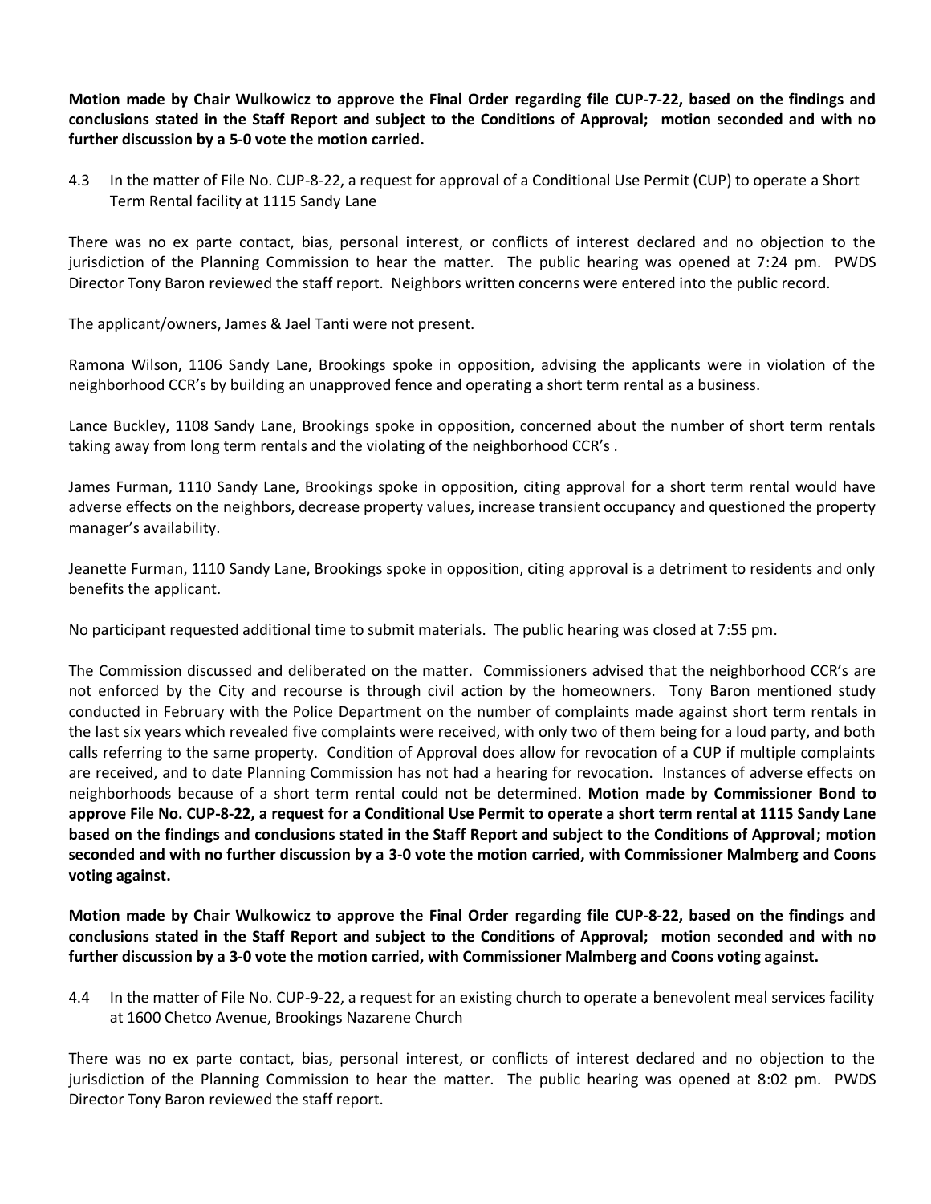**Motion made by Chair Wulkowicz to approve the Final Order regarding file CUP-7-22, based on the findings and conclusions stated in the Staff Report and subject to the Conditions of Approval; motion seconded and with no further discussion by a 5-0 vote the motion carried.**

4.3 In the matter of File No. CUP-8-22, a request for approval of a Conditional Use Permit (CUP) to operate a Short Term Rental facility at 1115 Sandy Lane

There was no ex parte contact, bias, personal interest, or conflicts of interest declared and no objection to the jurisdiction of the Planning Commission to hear the matter. The public hearing was opened at 7:24 pm. PWDS Director Tony Baron reviewed the staff report. Neighbors written concerns were entered into the public record.

The applicant/owners, James & Jael Tanti were not present.

Ramona Wilson, 1106 Sandy Lane, Brookings spoke in opposition, advising the applicants were in violation of the neighborhood CCR's by building an unapproved fence and operating a short term rental as a business.

Lance Buckley, 1108 Sandy Lane, Brookings spoke in opposition, concerned about the number of short term rentals taking away from long term rentals and the violating of the neighborhood CCR's .

James Furman, 1110 Sandy Lane, Brookings spoke in opposition, citing approval for a short term rental would have adverse effects on the neighbors, decrease property values, increase transient occupancy and questioned the property manager's availability.

Jeanette Furman, 1110 Sandy Lane, Brookings spoke in opposition, citing approval is a detriment to residents and only benefits the applicant.

No participant requested additional time to submit materials. The public hearing was closed at 7:55 pm.

The Commission discussed and deliberated on the matter. Commissioners advised that the neighborhood CCR's are not enforced by the City and recourse is through civil action by the homeowners. Tony Baron mentioned study conducted in February with the Police Department on the number of complaints made against short term rentals in the last six years which revealed five complaints were received, with only two of them being for a loud party, and both calls referring to the same property. Condition of Approval does allow for revocation of a CUP if multiple complaints are received, and to date Planning Commission has not had a hearing for revocation. Instances of adverse effects on neighborhoods because of a short term rental could not be determined. **Motion made by Commissioner Bond to approve File No. CUP-8-22, a request for a Conditional Use Permit to operate a short term rental at 1115 Sandy Lane based on the findings and conclusions stated in the Staff Report and subject to the Conditions of Approval; motion seconded and with no further discussion by a 3-0 vote the motion carried, with Commissioner Malmberg and Coons voting against.**

**Motion made by Chair Wulkowicz to approve the Final Order regarding file CUP-8-22, based on the findings and conclusions stated in the Staff Report and subject to the Conditions of Approval; motion seconded and with no further discussion by a 3-0 vote the motion carried, with Commissioner Malmberg and Coons voting against.**

4.4 In the matter of File No. CUP-9-22, a request for an existing church to operate a benevolent meal services facility at 1600 Chetco Avenue, Brookings Nazarene Church

There was no ex parte contact, bias, personal interest, or conflicts of interest declared and no objection to the jurisdiction of the Planning Commission to hear the matter. The public hearing was opened at 8:02 pm. PWDS Director Tony Baron reviewed the staff report.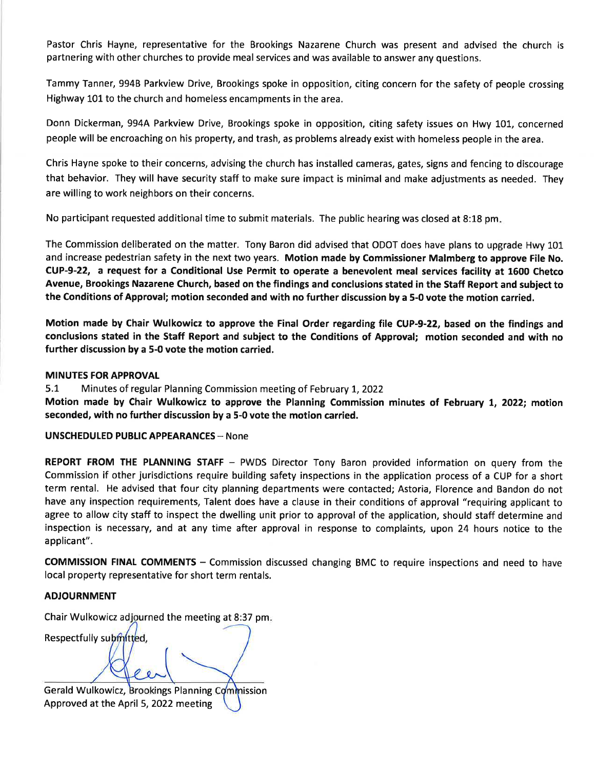Pastor Chris Hayne, representative for the Brookings Nazarene Church was present and advised the church is partnering with other churches to provide meal services and was available to answer any questions.

Tammy Tanner, 994B Parkview Drive, Brookings spoke in opposition, citing concern for the safety of people crossing Highway 101 to the church and homeless encampments in the area.

Donn Dickerman, 994A Parkview Drive, Brookings spoke in opposition, citing safety issues on Hwy 101, concerned people will be encroaching on his property, and trash, as problems already exist with homeless people in the area.

Chris Hayne spoke to their concerns, advising the church has installed cameras, gates, signs and fencing to discourage that behavior. They will have security staff to make sure impact is minimal and make adjustments as needed. They are willing to work neighbors on their concerns.

No participant requested additional time to submit materials. The public hearing was closed at 8:18 pm.

The Commission deliberated on the matter. Tony Baron did advised that ODOT does have plans to upgrade Hwy 101 and increase pedestrian safety in the next two years. **Motion made by Commissioner Malmberg to approve File No. CUP-9-22, a request for a Conditional Use Permit to operate a benevolent meal services facility at 1600 Chetco Avenue, Brookings Nazarene Church, based on the findings and conclusions stated in the Staff Report and subject to the Conditions of Approval; motion seconded and with no further discussion by a 5-0 vote the motion carried.**

**Motion made by Chair Wulkowicz to approve the Final Order regarding file CUP-9-22, based on the findings and conclusions stated in the Staff Report and subject to the Conditions of Approval; motion seconded and with no further discussion by a 5-0 vote the motion carried.**

**MINUTES FOR APPROVAL**

5.1 Minutes of regular Planning Commission meeting of February 1, 2022

**Motion made by Chair Wulkowicz to approve the Planning Commission minutes of February 1, 2022; motion seconded, with no further discussion by a 5-0 vote the motion carried.**

**UNSCHEDULED PUBLIC APPEARANCES** – None

**REPORT FROM THE PLANNING STAFF** – PWDS Director Tony Baron provided information on query from the Commission if other jurisdictions require building safety inspections in the application process of a CUP for a short term rental. He advised that four city planning departments were contacted; Astoria, Florence and Bandon do not have any inspection requirements, Talent does have a clause in their conditions of approval "requiring applicant to agree to allow city staff to inspect the dwelling unit prior to approval of the application, should staff determine and inspection is necessary, and at any time after approval in response to complaints, upon 24 hours notice to the applicant".

**COMMISSION FINAL COMMENTS** – Commission discussed changing BMC to require inspections and need to have local property representative for short term rentals.

**ADJOURNMENT**

Chair Wulkowicz adjourned the meeting at 8:37 pm.

Respectfully submitted,

Gerald Wulkowicz, Brookings Planning Commission
Approved at the April 5, 2022 meeting